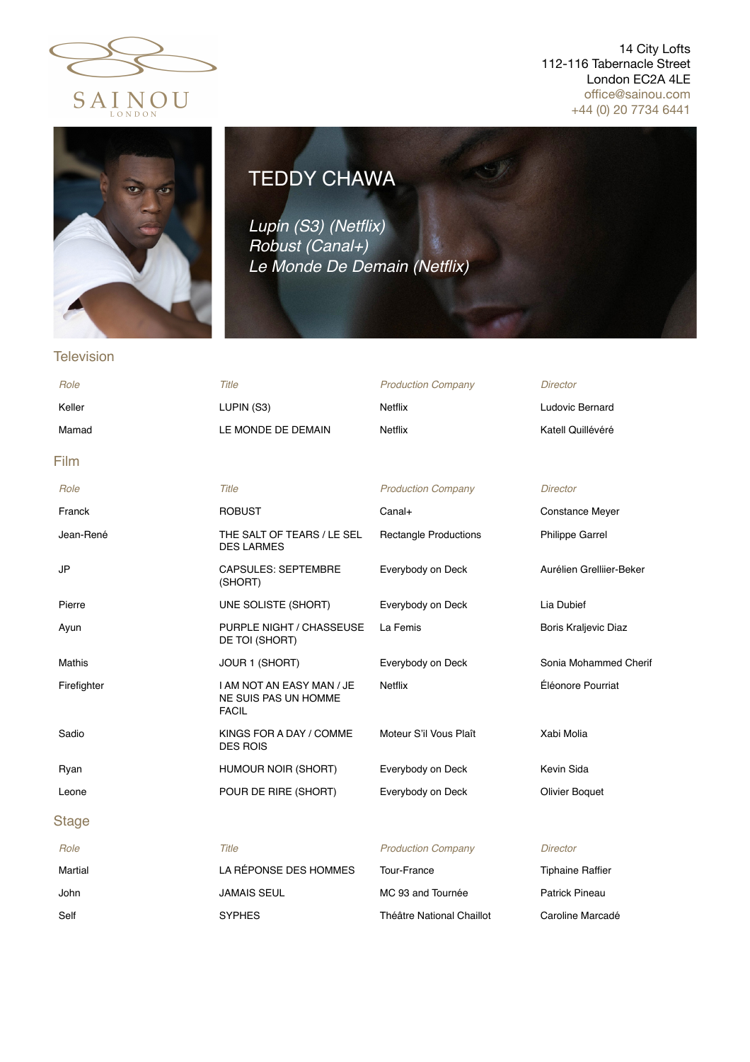SAINOU
LONDON

14 City Lofts
112-116 Tabernacle Street
London EC2A 4LE
office@sainou.com
+44 (0) 20 7734 6441

# TEDDY CHAWA

*Lupin (S3) (Netflix)*
*Robust (Canal+)*
*Le Monde De Demain (Netflix)*

## Television

| *Role* | *Title* | *Production Company* | *Director* |
| --- | --- | --- | --- |
| Keller | LUPIN (S3) | Netflix | Ludovic Bernard |
| Mamad | LE MONDE DE DEMAIN | Netflix | Katell Quillévéré |

## Film

| *Role* | *Title* | *Production Company* | *Director* |
| --- | --- | --- | --- |
| Franck | ROBUST | Canal+ | Constance Meyer |
| Jean-René | THE SALT OF TEARS / LE SEL DES LARMES | Rectangle Productions | Philippe Garrel |
| JP | CAPSULES: SEPTEMBRE (SHORT) | Everybody on Deck | Aurélien Grelliier-Beker |
| Pierre | UNE SOLISTE (SHORT) | Everybody on Deck | Lia Dubief |
| Ayun | PURPLE NIGHT / CHASSEUSE DE TOI (SHORT) | La Femis | Boris Kraljevic Diaz |
| Mathis | JOUR 1 (SHORT) | Everybody on Deck | Sonia Mohammed Cherif |
| Firefighter | I AM NOT AN EASY MAN / JE NE SUIS PAS UN HOMME FACIL | Netflix | Éléonore Pourriat |
| Sadio | KINGS FOR A DAY / COMME DES ROIS | Moteur S'il Vous Plaît | Xabi Molia |
| Ryan | HUMOUR NOIR (SHORT) | Everybody on Deck | Kevin Sida |
| Leone | POUR DE RIRE (SHORT) | Everybody on Deck | Olivier Boquet |

## Stage

| *Role* | *Title* | *Production Company* | *Director* |
| --- | --- | --- | --- |
| Martial | LA RÉPONSE DES HOMMES | Tour-France | Tiphaine Raffier |
| John | JAMAIS SEUL | MC 93 and Tournée | Patrick Pineau |
| Self | SYPHES | Théâtre National Chaillot | Caroline Marcadé |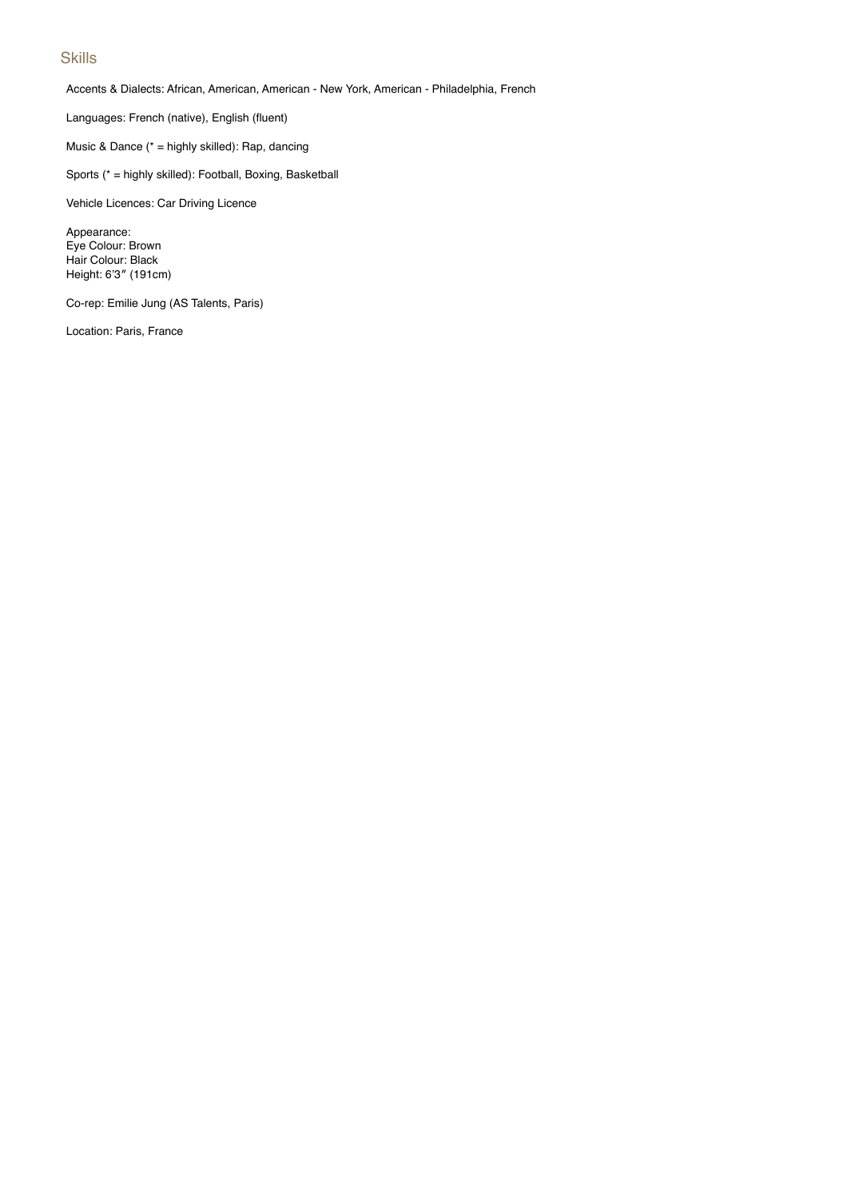## Skills

Accents & Dialects: African, American, American - New York, American - Philadelphia, French

Languages: French (native), English (fluent)

Music & Dance (* = highly skilled): Rap, dancing

Sports (* = highly skilled): Football, Boxing, Basketball

Vehicle Licences: Car Driving Licence

Appearance:
Eye Colour: Brown
Hair Colour: Black
Height: 6'3″ (191cm)

Co-rep: Emilie Jung (AS Talents, Paris)

Location: Paris, France